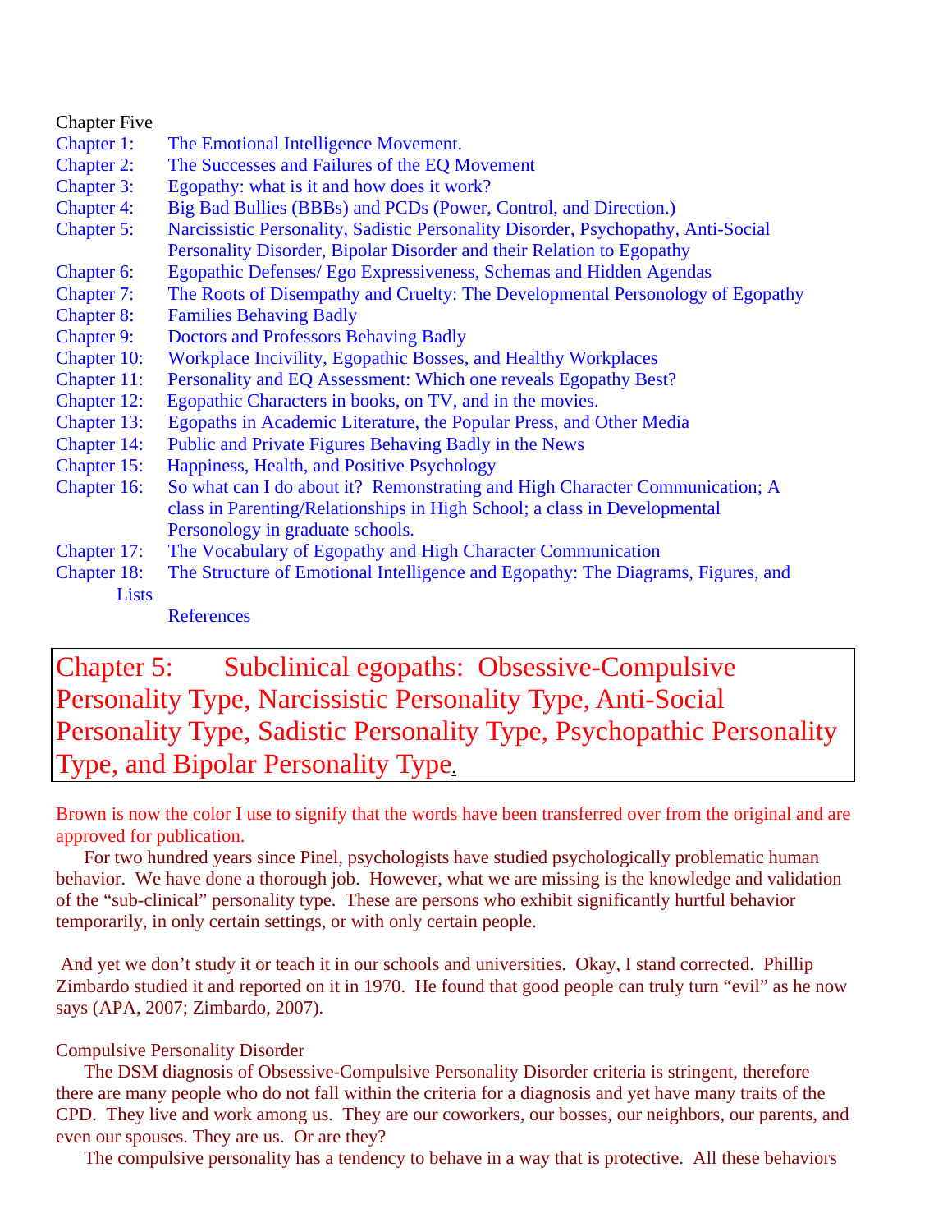Chapter Five

Chapter 1: The Emotional Intelligence Movement.
Chapter 2: The Successes and Failures of the EQ Movement
Chapter 3: Egopathy: what is it and how does it work?
Chapter 4: Big Bad Bullies (BBBs) and PCDs (Power, Control, and Direction.)
Chapter 5: Narcissistic Personality, Sadistic Personality Disorder, Psychopathy, Anti-Social Personality Disorder, Bipolar Disorder and their Relation to Egopathy
Chapter 6: Egopathic Defenses/ Ego Expressiveness, Schemas and Hidden Agendas
Chapter 7: The Roots of Disempathy and Cruelty: The Developmental Personology of Egopathy
Chapter 8: Families Behaving Badly
Chapter 9: Doctors and Professors Behaving Badly
Chapter 10: Workplace Incivility, Egopathic Bosses, and Healthy Workplaces
Chapter 11: Personality and EQ Assessment: Which one reveals Egopathy Best?
Chapter 12: Egopathic Characters in books, on TV, and in the movies.
Chapter 13: Egopaths in Academic Literature, the Popular Press, and Other Media
Chapter 14: Public and Private Figures Behaving Badly in the News
Chapter 15: Happiness, Health, and Positive Psychology
Chapter 16: So what can I do about it? Remonstrating and High Character Communication; A class in Parenting/Relationships in High School; a class in Developmental Personology in graduate schools.
Chapter 17: The Vocabulary of Egopathy and High Character Communication
Chapter 18: The Structure of Emotional Intelligence and Egopathy: The Diagrams, Figures, and Lists

References

# Chapter 5: Subclinical egopaths: Obsessive-Compulsive Personality Type, Narcissistic Personality Type, Anti-Social Personality Type, Sadistic Personality Type, Psychopathic Personality Type, and Bipolar Personality Type.

Brown is now the color I use to signify that the words have been transferred over from the original and are approved for publication.

For two hundred years since Pinel, psychologists have studied psychologically problematic human behavior. We have done a thorough job. However, what we are missing is the knowledge and validation of the "sub-clinical" personality type. These are persons who exhibit significantly hurtful behavior temporarily, in only certain settings, or with only certain people.

And yet we don't study it or teach it in our schools and universities. Okay, I stand corrected. Phillip Zimbardo studied it and reported on it in 1970. He found that good people can truly turn "evil" as he now says (APA, 2007; Zimbardo, 2007).

## Compulsive Personality Disorder

The DSM diagnosis of Obsessive-Compulsive Personality Disorder criteria is stringent, therefore there are many people who do not fall within the criteria for a diagnosis and yet have many traits of the CPD. They live and work among us. They are our coworkers, our bosses, our neighbors, our parents, and even our spouses. They are us. Or are they?

The compulsive personality has a tendency to behave in a way that is protective. All these behaviors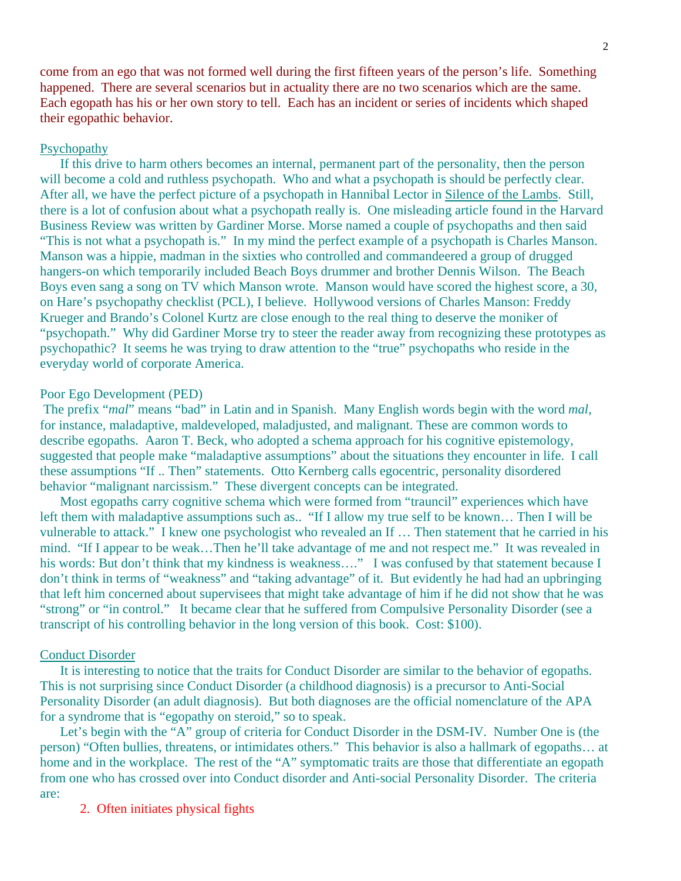come from an ego that was not formed well during the first fifteen years of the person's life. Something happened. There are several scenarios but in actuality there are no two scenarios which are the same. Each egopath has his or her own story to tell. Each has an incident or series of incidents which shaped their egopathic behavior.

## Psychopathy

If this drive to harm others becomes an internal, permanent part of the personality, then the person will become a cold and ruthless psychopath. Who and what a psychopath is should be perfectly clear. After all, we have the perfect picture of a psychopath in Hannibal Lector in Silence of the Lambs. Still, there is a lot of confusion about what a psychopath really is. One misleading article found in the Harvard Business Review was written by Gardiner Morse. Morse named a couple of psychopaths and then said "This is not what a psychopath is." In my mind the perfect example of a psychopath is Charles Manson. Manson was a hippie, madman in the sixties who controlled and commandeered a group of drugged hangers-on which temporarily included Beach Boys drummer and brother Dennis Wilson. The Beach Boys even sang a song on TV which Manson wrote. Manson would have scored the highest score, a 30, on Hare's psychopathy checklist (PCL), I believe. Hollywood versions of Charles Manson: Freddy Krueger and Brando's Colonel Kurtz are close enough to the real thing to deserve the moniker of "psychopath." Why did Gardiner Morse try to steer the reader away from recognizing these prototypes as psychopathic? It seems he was trying to draw attention to the "true" psychopaths who reside in the everyday world of corporate America.

## Poor Ego Development (PED)

The prefix "*mal*" means "bad" in Latin and in Spanish. Many English words begin with the word *mal*, for instance, maladaptive, maldeveloped, maladjusted, and malignant. These are common words to describe egopaths. Aaron T. Beck, who adopted a schema approach for his cognitive epistemology, suggested that people make "maladaptive assumptions" about the situations they encounter in life. I call these assumptions "If .. Then" statements. Otto Kernberg calls egocentric, personality disordered behavior "malignant narcissism." These divergent concepts can be integrated.

Most egopaths carry cognitive schema which were formed from "trauncil" experiences which have left them with maladaptive assumptions such as.. "If I allow my true self to be known… Then I will be vulnerable to attack." I knew one psychologist who revealed an If … Then statement that he carried in his mind. "If I appear to be weak…Then he'll take advantage of me and not respect me." It was revealed in his words: But don't think that my kindness is weakness…." I was confused by that statement because I don't think in terms of "weakness" and "taking advantage" of it. But evidently he had had an upbringing that left him concerned about supervisees that might take advantage of him if he did not show that he was "strong" or "in control." It became clear that he suffered from Compulsive Personality Disorder (see a transcript of his controlling behavior in the long version of this book. Cost: $100).

## Conduct Disorder

It is interesting to notice that the traits for Conduct Disorder are similar to the behavior of egopaths. This is not surprising since Conduct Disorder (a childhood diagnosis) is a precursor to Anti-Social Personality Disorder (an adult diagnosis). But both diagnoses are the official nomenclature of the APA for a syndrome that is "egopathy on steroid," so to speak.

Let's begin with the "A" group of criteria for Conduct Disorder in the DSM-IV. Number One is (the person) "Often bullies, threatens, or intimidates others." This behavior is also a hallmark of egopaths… at home and in the workplace. The rest of the "A" symptomatic traits are those that differentiate an egopath from one who has crossed over into Conduct disorder and Anti-social Personality Disorder. The criteria are:

2. Often initiates physical fights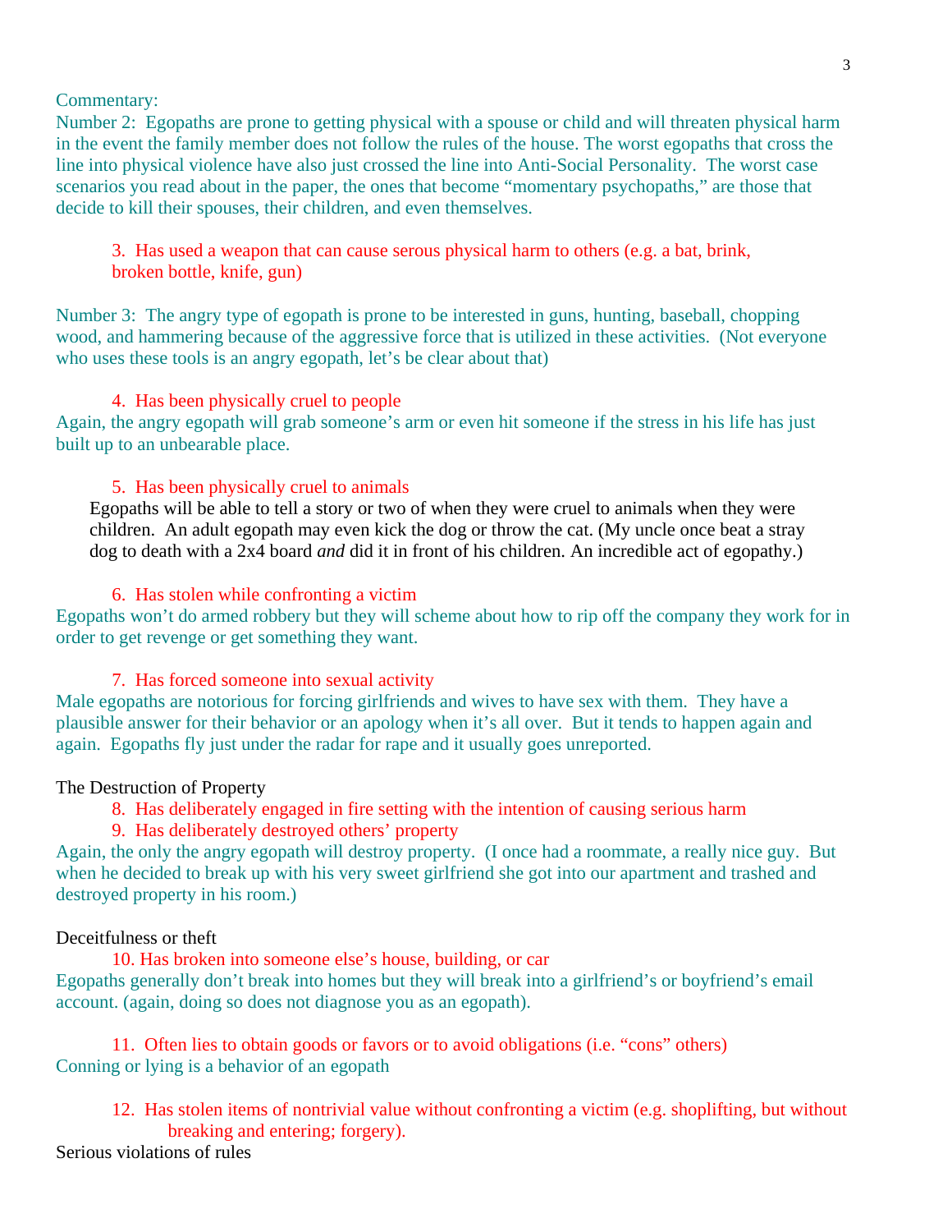Commentary:
Number 2: Egopaths are prone to getting physical with a spouse or child and will threaten physical harm in the event the family member does not follow the rules of the house. The worst egopaths that cross the line into physical violence have also just crossed the line into Anti-Social Personality. The worst case scenarios you read about in the paper, the ones that become "momentary psychopaths," are those that decide to kill their spouses, their children, and even themselves.

3. Has used a weapon that can cause serous physical harm to others (e.g. a bat, brink, broken bottle, knife, gun)

Number 3: The angry type of egopath is prone to be interested in guns, hunting, baseball, chopping wood, and hammering because of the aggressive force that is utilized in these activities. (Not everyone who uses these tools is an angry egopath, let's be clear about that)

4. Has been physically cruel to people

Again, the angry egopath will grab someone's arm or even hit someone if the stress in his life has just built up to an unbearable place.

5. Has been physically cruel to animals

Egopaths will be able to tell a story or two of when they were cruel to animals when they were children. An adult egopath may even kick the dog or throw the cat. (My uncle once beat a stray dog to death with a 2x4 board *and* did it in front of his children. An incredible act of egopathy.)

6. Has stolen while confronting a victim

Egopaths won't do armed robbery but they will scheme about how to rip off the company they work for in order to get revenge or get something they want.

7. Has forced someone into sexual activity

Male egopaths are notorious for forcing girlfriends and wives to have sex with them. They have a plausible answer for their behavior or an apology when it's all over. But it tends to happen again and again. Egopaths fly just under the radar for rape and it usually goes unreported.

The Destruction of Property

8. Has deliberately engaged in fire setting with the intention of causing serious harm
9. Has deliberately destroyed others' property

Again, the only the angry egopath will destroy property. (I once had a roommate, a really nice guy. But when he decided to break up with his very sweet girlfriend she got into our apartment and trashed and destroyed property in his room.)

Deceitfulness or theft

10. Has broken into someone else's house, building, or car

Egopaths generally don't break into homes but they will break into a girlfriend's or boyfriend's email account. (again, doing so does not diagnose you as an egopath).

11. Often lies to obtain goods or favors or to avoid obligations (i.e. "cons" others)

Conning or lying is a behavior of an egopath

12. Has stolen items of nontrivial value without confronting a victim (e.g. shoplifting, but without breaking and entering; forgery).

Serious violations of rules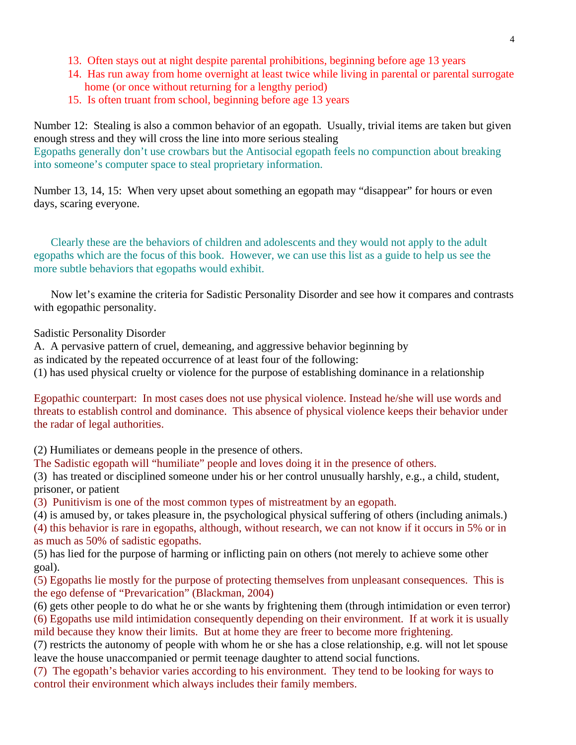13. Often stays out at night despite parental prohibitions, beginning before age 13 years
14. Has run away from home overnight at least twice while living in parental or parental surrogate home (or once without returning for a lengthy period)
15. Is often truant from school, beginning before age 13 years

Number 12: Stealing is also a common behavior of an egopath. Usually, trivial items are taken but given enough stress and they will cross the line into more serious stealing
Egopaths generally don't use crowbars but the Antisocial egopath feels no compunction about breaking into someone's computer space to steal proprietary information.

Number 13, 14, 15: When very upset about something an egopath may "disappear" for hours or even days, scaring everyone.

Clearly these are the behaviors of children and adolescents and they would not apply to the adult egopaths which are the focus of this book. However, we can use this list as a guide to help us see the more subtle behaviors that egopaths would exhibit.

Now let's examine the criteria for Sadistic Personality Disorder and see how it compares and contrasts with egopathic personality.

Sadistic Personality Disorder
A. A pervasive pattern of cruel, demeaning, and aggressive behavior beginning by
as indicated by the repeated occurrence of at least four of the following:
(1) has used physical cruelty or violence for the purpose of establishing dominance in a relationship

Egopathic counterpart: In most cases does not use physical violence. Instead he/she will use words and threats to establish control and dominance. This absence of physical violence keeps their behavior under the radar of legal authorities.

(2) Humiliates or demeans people in the presence of others.
The Sadistic egopath will "humiliate" people and loves doing it in the presence of others.
(3) has treated or disciplined someone under his or her control unusually harshly, e.g., a child, student, prisoner, or patient
(3) Punitivism is one of the most common types of mistreatment by an egopath.
(4) is amused by, or takes pleasure in, the psychological physical suffering of others (including animals.)
(4) this behavior is rare in egopaths, although, without research, we can not know if it occurs in 5% or in as much as 50% of sadistic egopaths.
(5) has lied for the purpose of harming or inflicting pain on others (not merely to achieve some other goal).
(5) Egopaths lie mostly for the purpose of protecting themselves from unpleasant consequences. This is the ego defense of "Prevarication" (Blackman, 2004)
(6) gets other people to do what he or she wants by frightening them (through intimidation or even terror)
(6) Egopaths use mild intimidation consequently depending on their environment. If at work it is usually mild because they know their limits. But at home they are freer to become more frightening.
(7) restricts the autonomy of people with whom he or she has a close relationship, e.g. will not let spouse leave the house unaccompanied or permit teenage daughter to attend social functions.
(7) The egopath's behavior varies according to his environment. They tend to be looking for ways to control their environment which always includes their family members.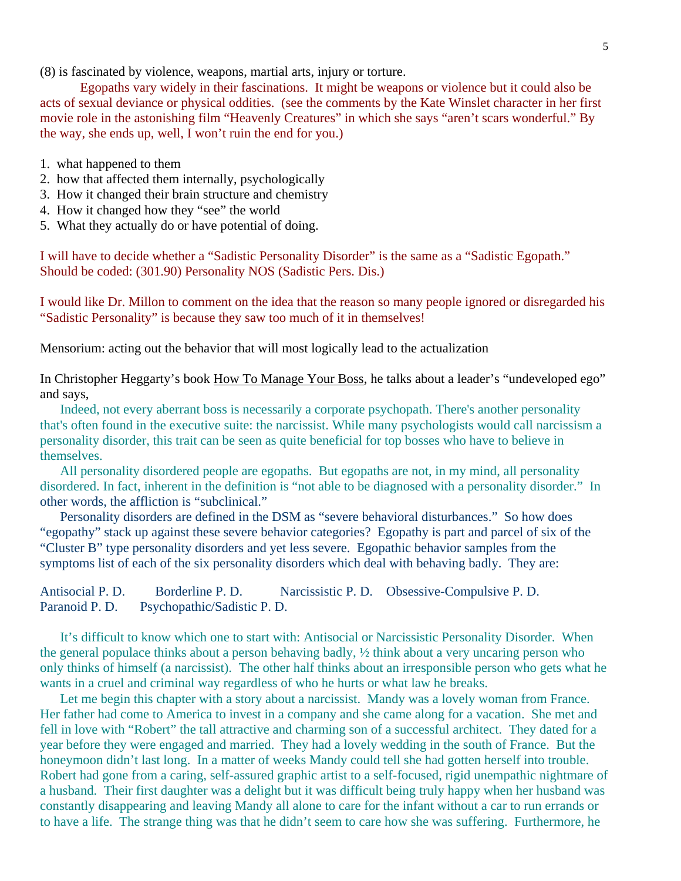(8) is fascinated by violence, weapons, martial arts, injury or torture.

Egopaths vary widely in their fascinations. It might be weapons or violence but it could also be acts of sexual deviance or physical oddities. (see the comments by the Kate Winslet character in her first movie role in the astonishing film "Heavenly Creatures" in which she says "aren't scars wonderful." By the way, she ends up, well, I won't ruin the end for you.)

1. what happened to them
2. how that affected them internally, psychologically
3. How it changed their brain structure and chemistry
4. How it changed how they "see" the world
5. What they actually do or have potential of doing.

I will have to decide whether a "Sadistic Personality Disorder" is the same as a "Sadistic Egopath." Should be coded: (301.90) Personality NOS (Sadistic Pers. Dis.)

I would like Dr. Millon to comment on the idea that the reason so many people ignored or disregarded his "Sadistic Personality" is because they saw too much of it in themselves!

Mensorium: acting out the behavior that will most logically lead to the actualization

In Christopher Heggarty's book How To Manage Your Boss, he talks about a leader's "undeveloped ego" and says,

Indeed, not every aberrant boss is necessarily a corporate psychopath. There's another personality that's often found in the executive suite: the narcissist. While many psychologists would call narcissism a personality disorder, this trait can be seen as quite beneficial for top bosses who have to believe in themselves.

All personality disordered people are egopaths. But egopaths are not, in my mind, all personality disordered. In fact, inherent in the definition is "not able to be diagnosed with a personality disorder." In other words, the affliction is "subclinical."

Personality disorders are defined in the DSM as "severe behavioral disturbances." So how does "egopathy" stack up against these severe behavior categories? Egopathy is part and parcel of six of the "Cluster B" type personality disorders and yet less severe. Egopathic behavior samples from the symptoms list of each of the six personality disorders which deal with behaving badly. They are:

Antisocial P. D. Borderline P. D. Narcissistic P. D. Obsessive-Compulsive P. D.
Paranoid P. D. Psychopathic/Sadistic P. D.

It's difficult to know which one to start with: Antisocial or Narcissistic Personality Disorder. When the general populace thinks about a person behaving badly, ½ think about a very uncaring person who only thinks of himself (a narcissist). The other half thinks about an irresponsible person who gets what he wants in a cruel and criminal way regardless of who he hurts or what law he breaks.

Let me begin this chapter with a story about a narcissist. Mandy was a lovely woman from France. Her father had come to America to invest in a company and she came along for a vacation. She met and fell in love with "Robert" the tall attractive and charming son of a successful architect. They dated for a year before they were engaged and married. They had a lovely wedding in the south of France. But the honeymoon didn't last long. In a matter of weeks Mandy could tell she had gotten herself into trouble. Robert had gone from a caring, self-assured graphic artist to a self-focused, rigid unempathic nightmare of a husband. Their first daughter was a delight but it was difficult being truly happy when her husband was constantly disappearing and leaving Mandy all alone to care for the infant without a car to run errands or to have a life. The strange thing was that he didn't seem to care how she was suffering. Furthermore, he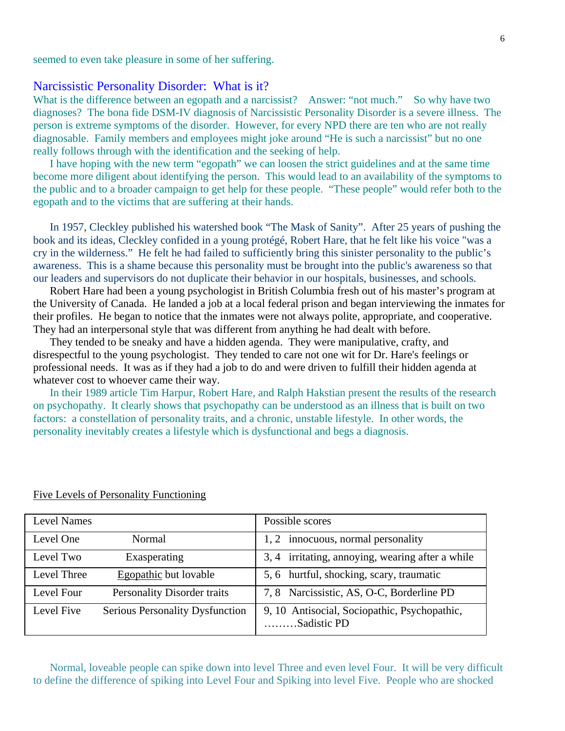seemed to even take pleasure in some of her suffering.

## Narcissistic Personality Disorder: What is it?

What is the difference between an egopath and a narcissist? Answer: "not much." So why have two diagnoses? The bona fide DSM-IV diagnosis of Narcissistic Personality Disorder is a severe illness. The person is extreme symptoms of the disorder. However, for every NPD there are ten who are not really diagnosable. Family members and employees might joke around "He is such a narcissist" but no one really follows through with the identification and the seeking of help.

I have hoping with the new term "egopath" we can loosen the strict guidelines and at the same time become more diligent about identifying the person. This would lead to an availability of the symptoms to the public and to a broader campaign to get help for these people. "These people" would refer both to the egopath and to the victims that are suffering at their hands.

In 1957, Cleckley published his watershed book "The Mask of Sanity". After 25 years of pushing the book and its ideas, Cleckley confided in a young protégé, Robert Hare, that he felt like his voice "was a cry in the wilderness." He felt he had failed to sufficiently bring this sinister personality to the public's awareness. This is a shame because this personality must be brought into the public's awareness so that our leaders and supervisors do not duplicate their behavior in our hospitals, businesses, and schools.

Robert Hare had been a young psychologist in British Columbia fresh out of his master's program at the University of Canada. He landed a job at a local federal prison and began interviewing the inmates for their profiles. He began to notice that the inmates were not always polite, appropriate, and cooperative. They had an interpersonal style that was different from anything he had dealt with before.

They tended to be sneaky and have a hidden agenda. They were manipulative, crafty, and disrespectful to the young psychologist. They tended to care not one wit for Dr. Hare's feelings or professional needs. It was as if they had a job to do and were driven to fulfill their hidden agenda at whatever cost to whoever came their way.

In their 1989 article Tim Harpur, Robert Hare, and Ralph Hakstian present the results of the research on psychopathy. It clearly shows that psychopathy can be understood as an illness that is built on two factors: a constellation of personality traits, and a chronic, unstable lifestyle. In other words, the personality inevitably creates a lifestyle which is dysfunctional and begs a diagnosis.

Five Levels of Personality Functioning

| Level Names | | Possible scores |
|---|---|---|
| Level One | Normal | 1, 2 innocuous, normal personality |
| Level Two | Exasperating | 3, 4 irritating, annoying, wearing after a while |
| Level Three | Egopathic but lovable | 5, 6 hurtful, shocking, scary, traumatic |
| Level Four | Personality Disorder traits | 7, 8 Narcissistic, AS, O-C, Borderline PD |
| Level Five | Serious Personality Dysfunction | 9, 10 Antisocial, Sociopathic, Psychopathic, ………Sadistic PD |

Normal, loveable people can spike down into level Three and even level Four. It will be very difficult to define the difference of spiking into Level Four and Spiking into level Five. People who are shocked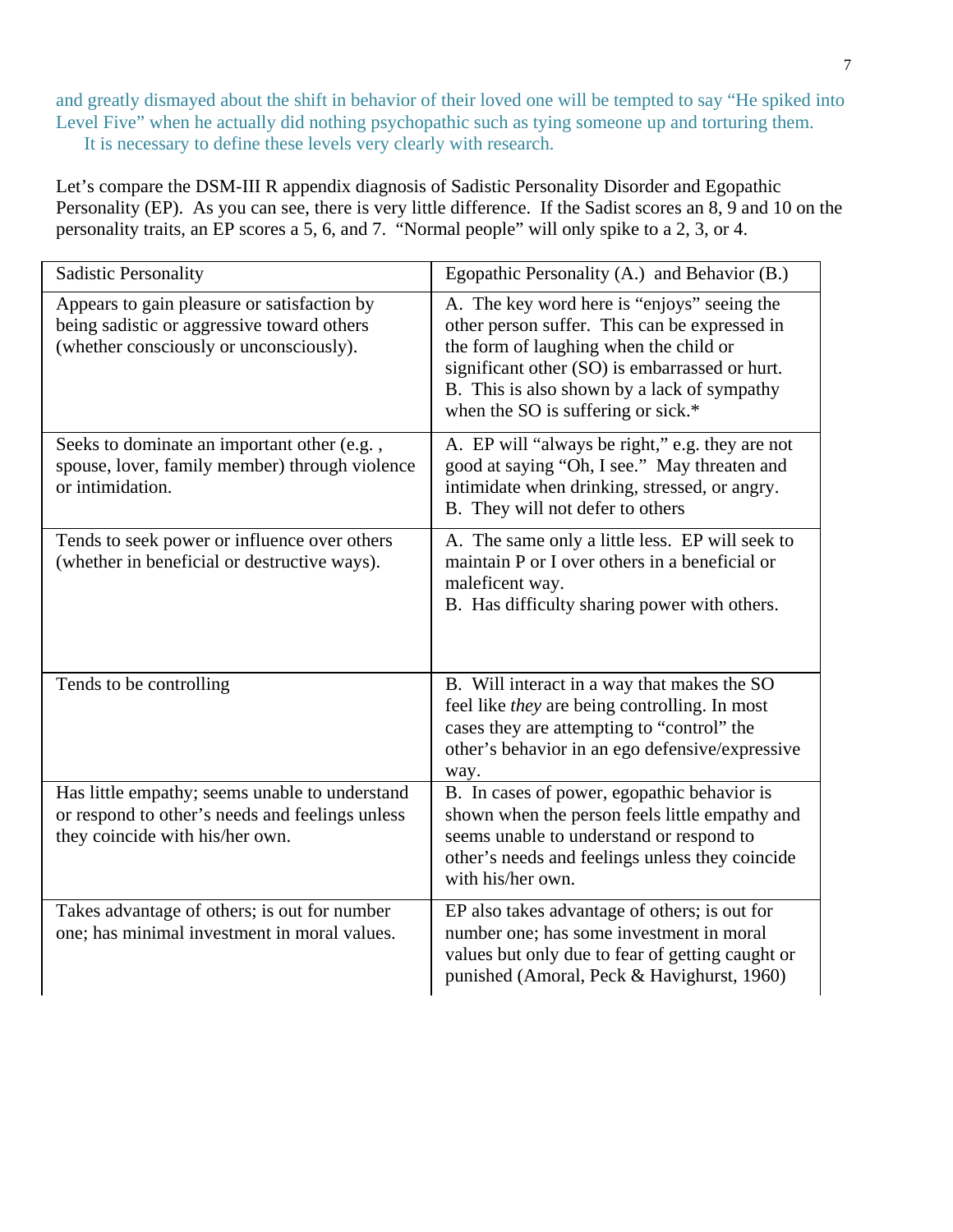and greatly dismayed about the shift in behavior of their loved one will be tempted to say "He spiked into Level Five" when he actually did nothing psychopathic such as tying someone up and torturing them.
It is necessary to define these levels very clearly with research.

Let's compare the DSM-III R appendix diagnosis of Sadistic Personality Disorder and Egopathic Personality (EP). As you can see, there is very little difference. If the Sadist scores an 8, 9 and 10 on the personality traits, an EP scores a 5, 6, and 7. "Normal people" will only spike to a 2, 3, or 4.

| Sadistic Personality | Egopathic Personality (A.) and Behavior (B.) |
|---|---|
| Appears to gain pleasure or satisfaction by being sadistic or aggressive toward others (whether consciously or unconsciously). | A. The key word here is "enjoys" seeing the other person suffer. This can be expressed in the form of laughing when the child or significant other (SO) is embarrassed or hurt. B. This is also shown by a lack of sympathy when the SO is suffering or sick.* |
| Seeks to dominate an important other (e.g. , spouse, lover, family member) through violence or intimidation. | A. EP will "always be right," e.g. they are not good at saying "Oh, I see." May threaten and intimidate when drinking, stressed, or angry. B. They will not defer to others |
| Tends to seek power or influence over others (whether in beneficial or destructive ways). | A. The same only a little less. EP will seek to maintain P or I over others in a beneficial or maleficent way. B. Has difficulty sharing power with others. |
| Tends to be controlling | B. Will interact in a way that makes the SO feel like *they* are being controlling. In most cases they are attempting to "control" the other's behavior in an ego defensive/expressive way. |
| Has little empathy; seems unable to understand or respond to other's needs and feelings unless they coincide with his/her own. | B. In cases of power, egopathic behavior is shown when the person feels little empathy and seems unable to understand or respond to other's needs and feelings unless they coincide with his/her own. |
| Takes advantage of others; is out for number one; has minimal investment in moral values. | EP also takes advantage of others; is out for number one; has some investment in moral values but only due to fear of getting caught or punished (Amoral, Peck & Havighurst, 1960) |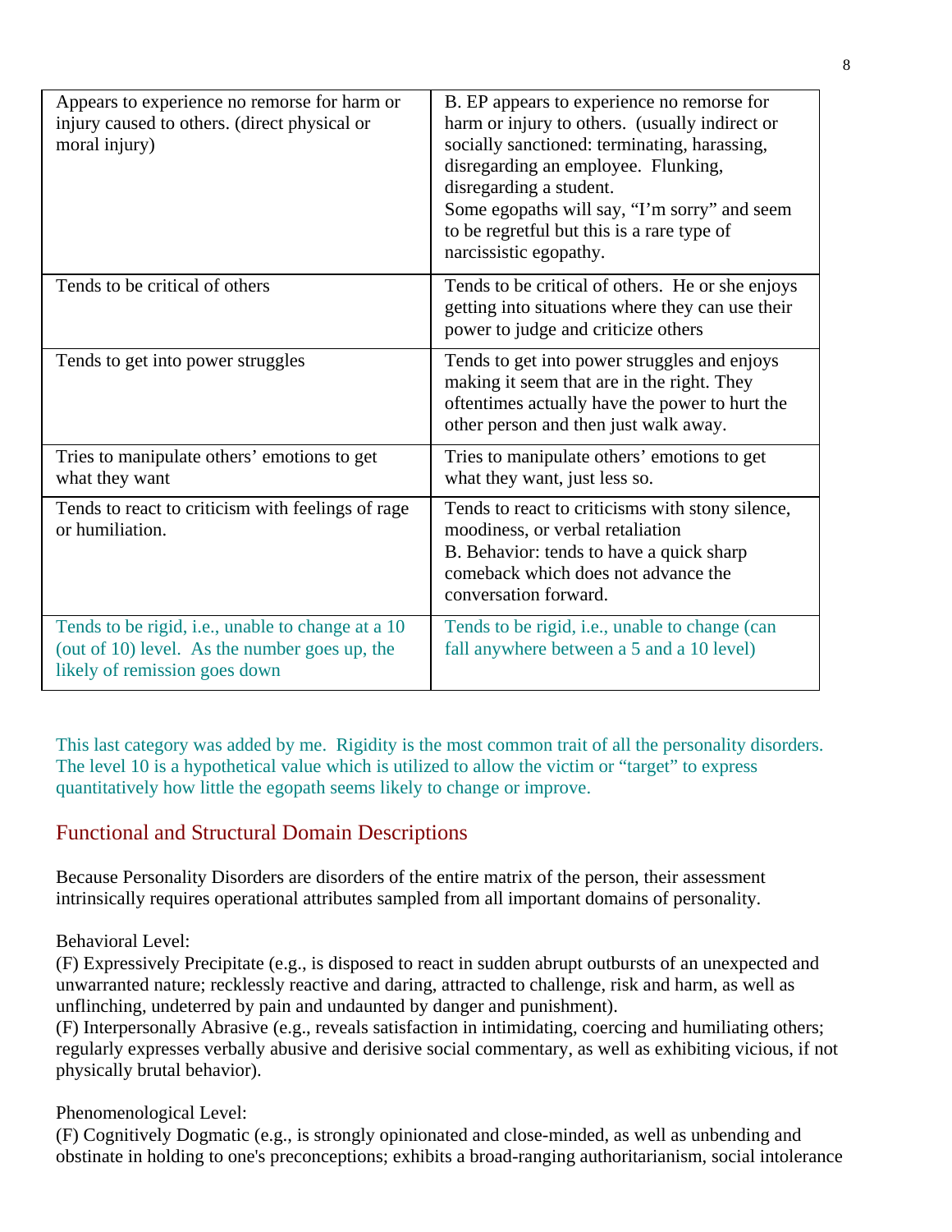| Appears to experience no remorse for harm or injury caused to others. (direct physical or moral injury) | B. EP appears to experience no remorse for harm or injury to others. (usually indirect or socially sanctioned: terminating, harassing, disregarding an employee. Flunking, disregarding a student.<br>Some egopaths will say, "I'm sorry" and seem to be regretful but this is a rare type of narcissistic egopathy. |
|---|---|
| Tends to be critical of others | Tends to be critical of others. He or she enjoys getting into situations where they can use their power to judge and criticize others |
| Tends to get into power struggles | Tends to get into power struggles and enjoys making it seem that are in the right. They oftentimes actually have the power to hurt the other person and then just walk away. |
| Tries to manipulate others' emotions to get what they want | Tries to manipulate others' emotions to get what they want, just less so. |
| Tends to react to criticism with feelings of rage or humiliation. | Tends to react to criticisms with stony silence, moodiness, or verbal retaliation<br>B. Behavior: tends to have a quick sharp comeback which does not advance the conversation forward. |
| Tends to be rigid, i.e., unable to change at a 10 (out of 10) level. As the number goes up, the likely of remission goes down | Tends to be rigid, i.e., unable to change (can fall anywhere between a 5 and a 10 level) |

This last category was added by me. Rigidity is the most common trait of all the personality disorders. The level 10 is a hypothetical value which is utilized to allow the victim or "target" to express quantitatively how little the egopath seems likely to change or improve.

## Functional and Structural Domain Descriptions

Because Personality Disorders are disorders of the entire matrix of the person, their assessment intrinsically requires operational attributes sampled from all important domains of personality.

Behavioral Level:
(F) Expressively Precipitate (e.g., is disposed to react in sudden abrupt outbursts of an unexpected and unwarranted nature; recklessly reactive and daring, attracted to challenge, risk and harm, as well as unflinching, undeterred by pain and undaunted by danger and punishment).
(F) Interpersonally Abrasive (e.g., reveals satisfaction in intimidating, coercing and humiliating others; regularly expresses verbally abusive and derisive social commentary, as well as exhibiting vicious, if not physically brutal behavior).

Phenomenological Level:
(F) Cognitively Dogmatic (e.g., is strongly opinionated and close-minded, as well as unbending and obstinate in holding to one's preconceptions; exhibits a broad-ranging authoritarianism, social intolerance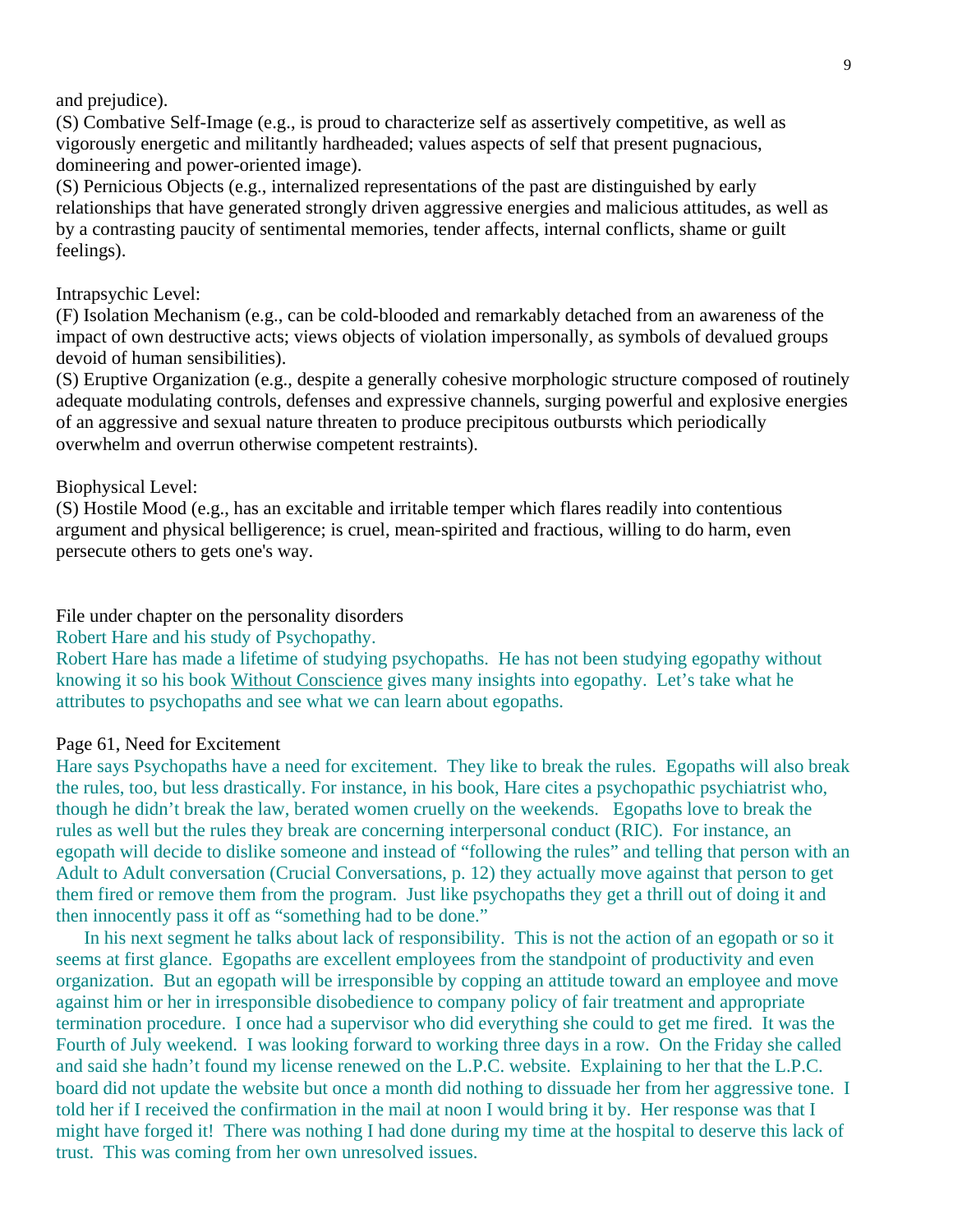and prejudice).

(S) Combative Self-Image (e.g., is proud to characterize self as assertively competitive, as well as vigorously energetic and militantly hardheaded; values aspects of self that present pugnacious, domineering and power-oriented image).

(S) Pernicious Objects (e.g., internalized representations of the past are distinguished by early relationships that have generated strongly driven aggressive energies and malicious attitudes, as well as by a contrasting paucity of sentimental memories, tender affects, internal conflicts, shame or guilt feelings).

Intrapsychic Level:

(F) Isolation Mechanism (e.g., can be cold-blooded and remarkably detached from an awareness of the impact of own destructive acts; views objects of violation impersonally, as symbols of devalued groups devoid of human sensibilities).

(S) Eruptive Organization (e.g., despite a generally cohesive morphologic structure composed of routinely adequate modulating controls, defenses and expressive channels, surging powerful and explosive energies of an aggressive and sexual nature threaten to produce precipitous outbursts which periodically overwhelm and overrun otherwise competent restraints).

Biophysical Level:

(S) Hostile Mood (e.g., has an excitable and irritable temper which flares readily into contentious argument and physical belligerence; is cruel, mean-spirited and fractious, willing to do harm, even persecute others to gets one's way.

File under chapter on the personality disorders

Robert Hare and his study of Psychopathy.

Robert Hare has made a lifetime of studying psychopaths. He has not been studying egopathy without knowing it so his book Without Conscience gives many insights into egopathy. Let's take what he attributes to psychopaths and see what we can learn about egopaths.

Page 61, Need for Excitement

Hare says Psychopaths have a need for excitement. They like to break the rules. Egopaths will also break the rules, too, but less drastically. For instance, in his book, Hare cites a psychopathic psychiatrist who, though he didn't break the law, berated women cruelly on the weekends. Egopaths love to break the rules as well but the rules they break are concerning interpersonal conduct (RIC). For instance, an egopath will decide to dislike someone and instead of "following the rules" and telling that person with an Adult to Adult conversation (Crucial Conversations, p. 12) they actually move against that person to get them fired or remove them from the program. Just like psychopaths they get a thrill out of doing it and then innocently pass it off as "something had to be done."

In his next segment he talks about lack of responsibility. This is not the action of an egopath or so it seems at first glance. Egopaths are excellent employees from the standpoint of productivity and even organization. But an egopath will be irresponsible by copping an attitude toward an employee and move against him or her in irresponsible disobedience to company policy of fair treatment and appropriate termination procedure. I once had a supervisor who did everything she could to get me fired. It was the Fourth of July weekend. I was looking forward to working three days in a row. On the Friday she called and said she hadn't found my license renewed on the L.P.C. website. Explaining to her that the L.P.C. board did not update the website but once a month did nothing to dissuade her from her aggressive tone. I told her if I received the confirmation in the mail at noon I would bring it by. Her response was that I might have forged it! There was nothing I had done during my time at the hospital to deserve this lack of trust. This was coming from her own unresolved issues.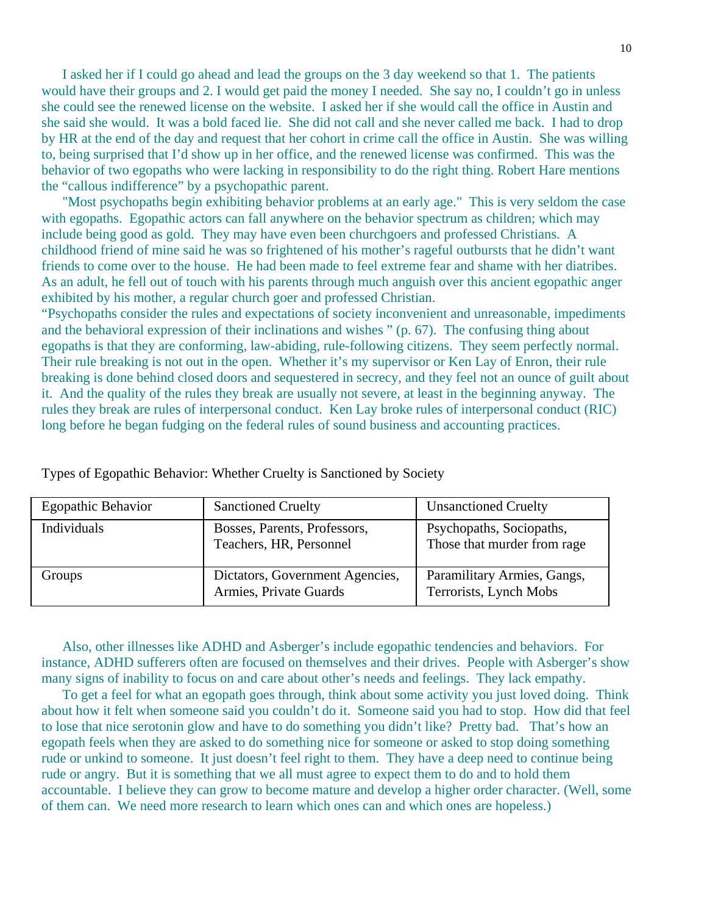I asked her if I could go ahead and lead the groups on the 3 day weekend so that 1. The patients would have their groups and 2. I would get paid the money I needed. She say no, I couldn't go in unless she could see the renewed license on the website. I asked her if she would call the office in Austin and she said she would. It was a bold faced lie. She did not call and she never called me back. I had to drop by HR at the end of the day and request that her cohort in crime call the office in Austin. She was willing to, being surprised that I'd show up in her office, and the renewed license was confirmed. This was the behavior of two egopaths who were lacking in responsibility to do the right thing. Robert Hare mentions the "callous indifference" by a psychopathic parent.

"Most psychopaths begin exhibiting behavior problems at an early age." This is very seldom the case with egopaths. Egopathic actors can fall anywhere on the behavior spectrum as children; which may include being good as gold. They may have even been churchgoers and professed Christians. A childhood friend of mine said he was so frightened of his mother's rageful outbursts that he didn't want friends to come over to the house. He had been made to feel extreme fear and shame with her diatribes. As an adult, he fell out of touch with his parents through much anguish over this ancient egopathic anger exhibited by his mother, a regular church goer and professed Christian.

"Psychopaths consider the rules and expectations of society inconvenient and unreasonable, impediments and the behavioral expression of their inclinations and wishes " (p. 67). The confusing thing about egopaths is that they are conforming, law-abiding, rule-following citizens. They seem perfectly normal. Their rule breaking is not out in the open. Whether it's my supervisor or Ken Lay of Enron, their rule breaking is done behind closed doors and sequestered in secrecy, and they feel not an ounce of guilt about it. And the quality of the rules they break are usually not severe, at least in the beginning anyway. The rules they break are rules of interpersonal conduct. Ken Lay broke rules of interpersonal conduct (RIC) long before he began fudging on the federal rules of sound business and accounting practices.

Types of Egopathic Behavior: Whether Cruelty is Sanctioned by Society

| Egopathic Behavior | Sanctioned Cruelty | Unsanctioned Cruelty |
|---|---|---|
| Individuals | Bosses, Parents, Professors, Teachers, HR, Personnel | Psychopaths, Sociopaths, Those that murder from rage |
| Groups | Dictators, Government Agencies, Armies, Private Guards | Paramilitary Armies, Gangs, Terrorists, Lynch Mobs |

Also, other illnesses like ADHD and Asberger's include egopathic tendencies and behaviors. For instance, ADHD sufferers often are focused on themselves and their drives. People with Asberger's show many signs of inability to focus on and care about other's needs and feelings. They lack empathy.

To get a feel for what an egopath goes through, think about some activity you just loved doing. Think about how it felt when someone said you couldn't do it. Someone said you had to stop. How did that feel to lose that nice serotonin glow and have to do something you didn't like? Pretty bad. That's how an egopath feels when they are asked to do something nice for someone or asked to stop doing something rude or unkind to someone. It just doesn't feel right to them. They have a deep need to continue being rude or angry. But it is something that we all must agree to expect them to do and to hold them accountable. I believe they can grow to become mature and develop a higher order character. (Well, some of them can. We need more research to learn which ones can and which ones are hopeless.)